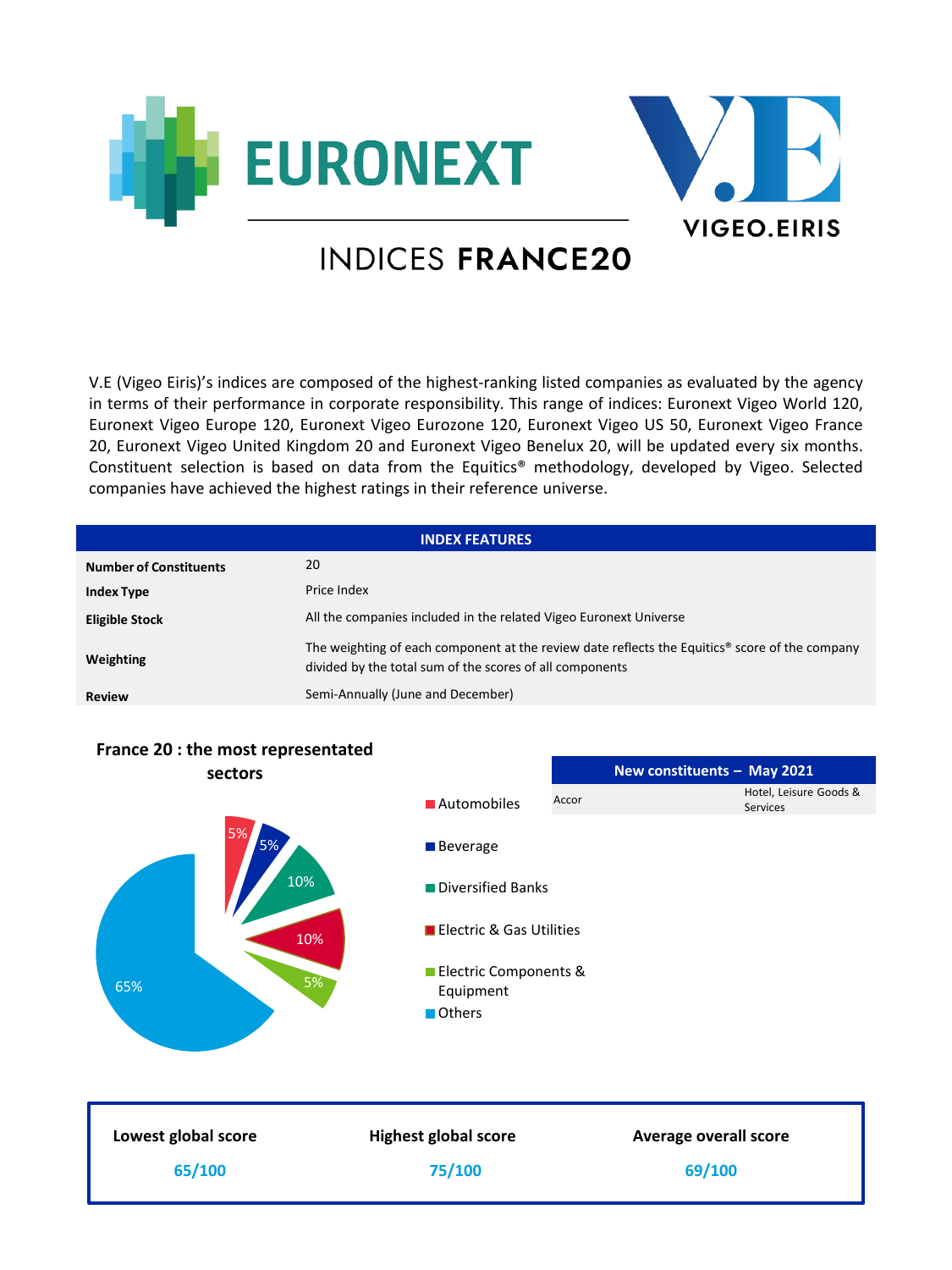# EURONEXT | VIGEO.EIRIS

## INDICES FRANCE20

V.E (Vigeo Eiris)'s indices are composed of the highest-ranking listed companies as evaluated by the agency in terms of their performance in corporate responsibility. This range of indices: Euronext Vigeo World 120, Euronext Vigeo Europe 120, Euronext Vigeo Eurozone 120, Euronext Vigeo US 50, Euronext Vigeo France 20, Euronext Vigeo United Kingdom 20 and Euronext Vigeo Benelux 20, will be updated every six months. Constituent selection is based on data from the Equitics® methodology, developed by Vigeo. Selected companies have achieved the highest ratings in their reference universe.

| INDEX FEATURES | |
|---|---|
| **Number of Constituents** | 20 |
| **Index Type** | Price Index |
| **Eligible Stock** | All the companies included in the related Vigeo Euronext Universe |
| **Weighting** | The weighting of each component at the review date reflects the Equitics® score of the company divided by the total sum of the scores of all components |
| **Review** | Semi-Annually (June and December) |

### France 20 : the most representated sectors

| Sector | Share |
|---|---|
| Automobiles | 5% |
| Beverage | 5% |
| Diversified Banks | 10% |
| Electric & Gas Utilities | 10% |
| Electric Components & Equipment | 5% |
| Others | 65% |

| New constituents – May 2021 | |
|---|---|
| Accor | Hotel, Leisure Goods & Services |

| Lowest global score | Highest global score | Average overall score |
|---|---|---|
| 65/100 | 75/100 | 69/100 |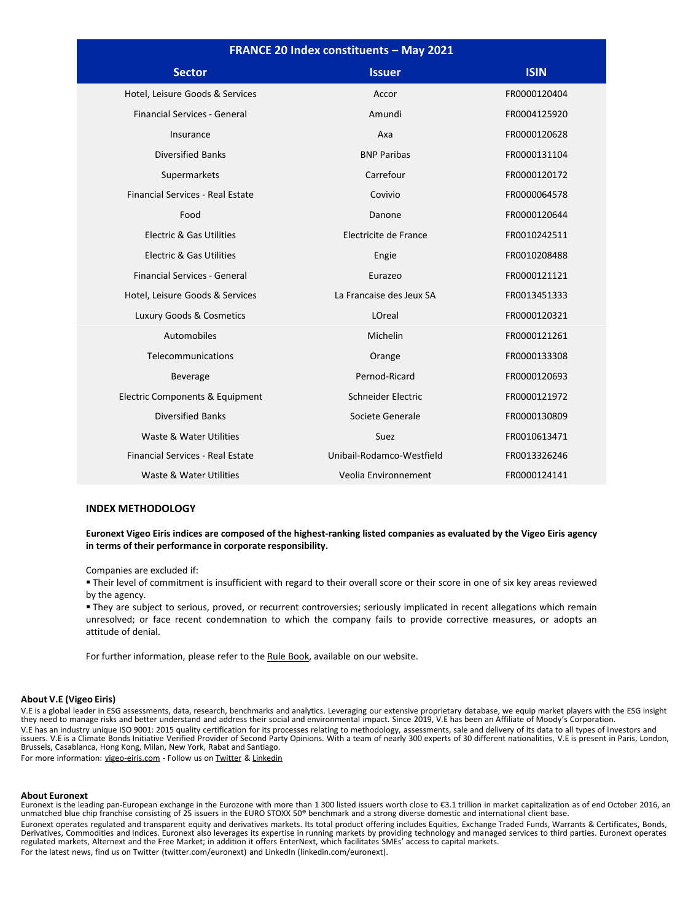| FRANCE 20 Index constituents – May 2021 | | |
| --- | --- | --- |
| **Sector** | **Issuer** | **ISIN** |
| Hotel, Leisure Goods & Services | Accor | FR0000120404 |
| Financial Services - General | Amundi | FR0004125920 |
| Insurance | Axa | FR0000120628 |
| Diversified Banks | BNP Paribas | FR0000131104 |
| Supermarkets | Carrefour | FR0000120172 |
| Financial Services - Real Estate | Covivio | FR0000064578 |
| Food | Danone | FR0000120644 |
| Electric & Gas Utilities | Electricite de France | FR0010242511 |
| Electric & Gas Utilities | Engie | FR0010208488 |
| Financial Services - General | Eurazeo | FR0000121121 |
| Hotel, Leisure Goods & Services | La Francaise des Jeux SA | FR0013451333 |
| Luxury Goods & Cosmetics | LOreal | FR0000120321 |
| Automobiles | Michelin | FR0000121261 |
| Telecommunications | Orange | FR0000133308 |
| Beverage | Pernod-Ricard | FR0000120693 |
| Electric Components & Equipment | Schneider Electric | FR0000121972 |
| Diversified Banks | Societe Generale | FR0000130809 |
| Waste & Water Utilities | Suez | FR0010613471 |
| Financial Services - Real Estate | Unibail-Rodamco-Westfield | FR0013326246 |
| Waste & Water Utilities | Veolia Environnement | FR0000124141 |

## INDEX METHODOLOGY

**Euronext Vigeo Eiris indices are composed of the highest-ranking listed companies as evaluated by the Vigeo Eiris agency in terms of their performance in corporate responsibility.**

Companies are excluded if:

- Their level of commitment is insufficient with regard to their overall score or their score in one of six key areas reviewed by the agency.
- They are subject to serious, proved, or recurrent controversies; seriously implicated in recent allegations which remain unresolved; or face recent condemnation to which the company fails to provide corrective measures, or adopts an attitude of denial.

For further information, please refer to the Rule Book, available on our website.

**About V.E (Vigeo Eiris)**

V.E is a global leader in ESG assessments, data, research, benchmarks and analytics. Leveraging our extensive proprietary database, we equip market players with the ESG insight they need to manage risks and better understand and address their social and environmental impact. Since 2019, V.E has been an Affiliate of Moody's Corporation.

V.E has an industry unique ISO 9001: 2015 quality certification for its processes relating to methodology, assessments, sale and delivery of its data to all types of investors and issuers. V.E is a Climate Bonds Initiative Verified Provider of Second Party Opinions. With a team of nearly 300 experts of 30 different nationalities, V.E is present in Paris, London, Brussels, Casablanca, Hong Kong, Milan, New York, Rabat and Santiago.

For more information: vigeo-eiris.com - Follow us on Twitter & Linkedin

**About Euronext**

Euronext is the leading pan-European exchange in the Eurozone with more than 1 300 listed issuers worth close to €3.1 trillion in market capitalization as of end October 2016, an unmatched blue chip franchise consisting of 25 issuers in the EURO STOXX 50® benchmark and a strong diverse domestic and international client base.

Euronext operates regulated and transparent equity and derivatives markets. Its total product offering includes Equities, Exchange Traded Funds, Warrants & Certificates, Bonds, Derivatives, Commodities and Indices. Euronext also leverages its expertise in running markets by providing technology and managed services to third parties. Euronext operates regulated markets, Alternext and the Free Market; in addition it offers EnterNext, which facilitates SMEs' access to capital markets.

For the latest news, find us on Twitter (twitter.com/euronext) and LinkedIn (linkedin.com/euronext).